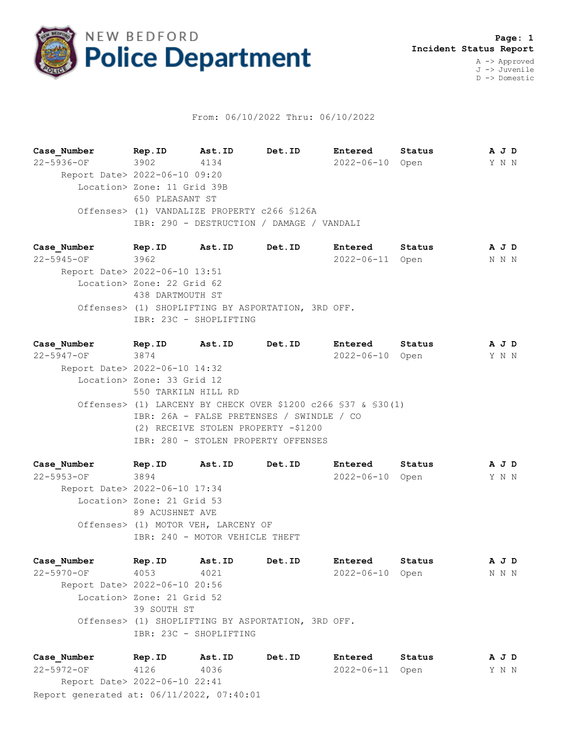# NEW BEDFORD Police Department

**Page: 1**
**Incident Status Report**

A -> Approved
J -> Juvenile
D -> Domestic

From: 06/10/2022 Thru: 06/10/2022

| Case_Number | Rep.ID | Ast.ID | Det.ID | Entered | Status | A | J | D |
|---|---|---|---|---|---|---|---|---|
| 22-5936-OF | 3902 | 4134 | | 2022-06-10 | Open | Y | N | N |

Report Date> 2022-06-10 09:20
Location> Zone: 11 Grid 39B
650 PLEASANT ST
Offenses> (1) VANDALIZE PROPERTY c266 §126A
IBR: 290 - DESTRUCTION / DAMAGE / VANDALI

| Case_Number | Rep.ID | Ast.ID | Det.ID | Entered | Status | A | J | D |
|---|---|---|---|---|---|---|---|---|
| 22-5945-OF | 3962 | | | 2022-06-11 | Open | N | N | N |

Report Date> 2022-06-10 13:51
Location> Zone: 22 Grid 62
438 DARTMOUTH ST
Offenses> (1) SHOPLIFTING BY ASPORTATION, 3RD OFF.
IBR: 23C - SHOPLIFTING

| Case_Number | Rep.ID | Ast.ID | Det.ID | Entered | Status | A | J | D |
|---|---|---|---|---|---|---|---|---|
| 22-5947-OF | 3874 | | | 2022-06-10 | Open | Y | N | N |

Report Date> 2022-06-10 14:32
Location> Zone: 33 Grid 12
550 TARKILN HILL RD
Offenses> (1) LARCENY BY CHECK OVER $1200 c266 §37 & §30(1)
IBR: 26A - FALSE PRETENSES / SWINDLE / CO
(2) RECEIVE STOLEN PROPERTY -$1200
IBR: 280 - STOLEN PROPERTY OFFENSES

| Case_Number | Rep.ID | Ast.ID | Det.ID | Entered | Status | A | J | D |
|---|---|---|---|---|---|---|---|---|
| 22-5953-OF | 3894 | | | 2022-06-10 | Open | Y | N | N |

Report Date> 2022-06-10 17:34
Location> Zone: 21 Grid 53
89 ACUSHNET AVE
Offenses> (1) MOTOR VEH, LARCENY OF
IBR: 240 - MOTOR VEHICLE THEFT

| Case_Number | Rep.ID | Ast.ID | Det.ID | Entered | Status | A | J | D |
|---|---|---|---|---|---|---|---|---|
| 22-5970-OF | 4053 | 4021 | | 2022-06-10 | Open | N | N | N |

Report Date> 2022-06-10 20:56
Location> Zone: 21 Grid 52
39 SOUTH ST
Offenses> (1) SHOPLIFTING BY ASPORTATION, 3RD OFF.
IBR: 23C - SHOPLIFTING

| Case_Number | Rep.ID | Ast.ID | Det.ID | Entered | Status | A | J | D |
|---|---|---|---|---|---|---|---|---|
| 22-5972-OF | 4126 | 4036 | | 2022-06-11 | Open | Y | N | N |

Report Date> 2022-06-10 22:41

Report generated at: 06/11/2022, 07:40:01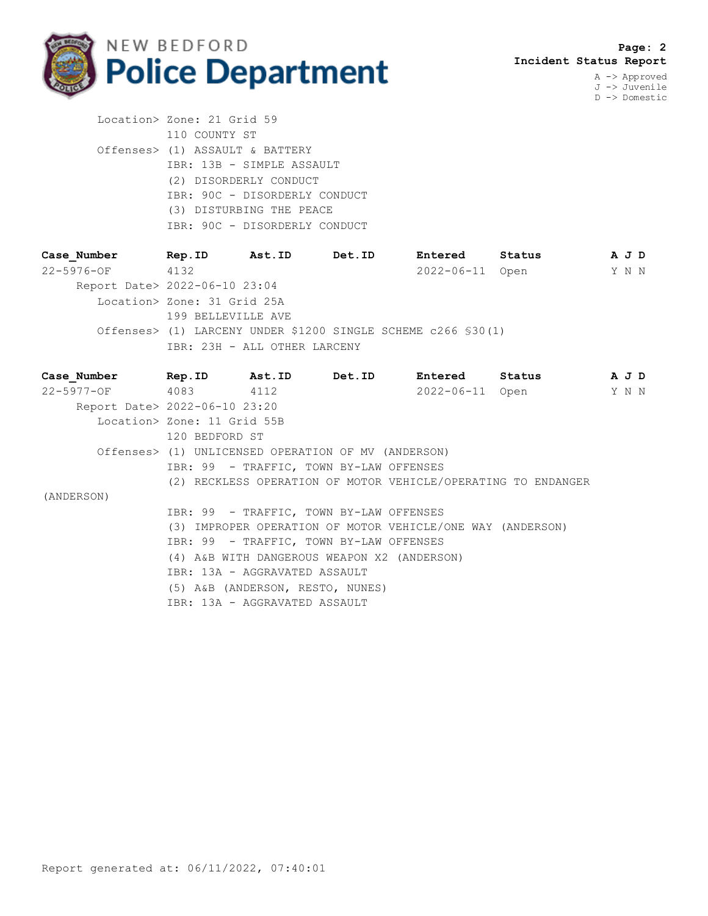**NEW BEDFORD Police Department**

**Incident Status Report**

A -> Approved
J -> Juvenile
D -> Domestic

Location> Zone: 21 Grid 59
110 COUNTY ST
Offenses> (1) ASSAULT & BATTERY
IBR: 13B - SIMPLE ASSAULT
(2) DISORDERLY CONDUCT
IBR: 90C - DISORDERLY CONDUCT
(3) DISTURBING THE PEACE
IBR: 90C - DISORDERLY CONDUCT

| Case_Number | Rep.ID | Ast.ID | Det.ID | Entered | Status | A | J | D |
|---|---|---|---|---|---|---|---|---|
| 22-5976-OF | 4132 | | | 2022-06-11 | Open | Y | N | N |

Report Date> 2022-06-10 23:04
Location> Zone: 31 Grid 25A
199 BELLEVILLE AVE
Offenses> (1) LARCENY UNDER $1200 SINGLE SCHEME c266 §30(1)
IBR: 23H - ALL OTHER LARCENY

| Case_Number | Rep.ID | Ast.ID | Det.ID | Entered | Status | A | J | D |
|---|---|---|---|---|---|---|---|---|
| 22-5977-OF | 4083 | 4112 | | 2022-06-11 | Open | Y | N | N |

Report Date> 2022-06-10 23:20
Location> Zone: 11 Grid 55B
120 BEDFORD ST
Offenses> (1) UNLICENSED OPERATION OF MV (ANDERSON)
IBR: 99 - TRAFFIC, TOWN BY-LAW OFFENSES
(2) RECKLESS OPERATION OF MOTOR VEHICLE/OPERATING TO ENDANGER (ANDERSON)
IBR: 99 - TRAFFIC, TOWN BY-LAW OFFENSES
(3) IMPROPER OPERATION OF MOTOR VEHICLE/ONE WAY (ANDERSON)
IBR: 99 - TRAFFIC, TOWN BY-LAW OFFENSES
(4) A&B WITH DANGEROUS WEAPON X2 (ANDERSON)
IBR: 13A - AGGRAVATED ASSAULT
(5) A&B (ANDERSON, RESTO, NUNES)
IBR: 13A - AGGRAVATED ASSAULT

Report generated at: 06/11/2022, 07:40:01